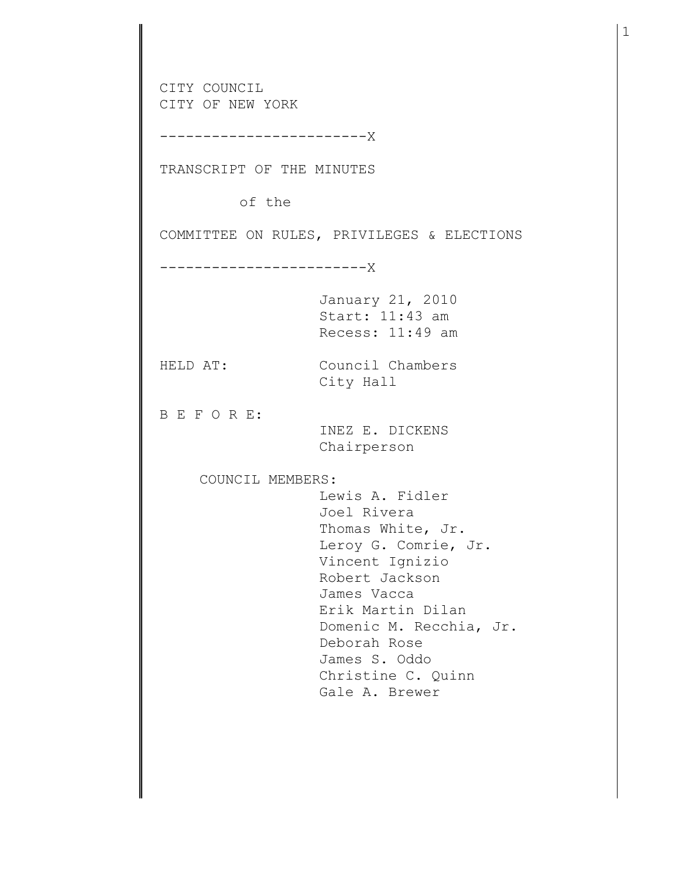CITY COUNCIL
CITY OF NEW YORK

------------------------X

TRANSCRIPT OF THE MINUTES

of the

COMMITTEE ON RULES, PRIVILEGES & ELECTIONS

------------------------X

January 21, 2010
Start: 11:43 am
Recess: 11:49 am

HELD AT: Council Chambers
City Hall

B E F O R E:

INEZ E. DICKENS
Chairperson

COUNCIL MEMBERS:

Lewis A. Fidler
Joel Rivera
Thomas White, Jr.
Leroy G. Comrie, Jr.
Vincent Ignizio
Robert Jackson
James Vacca
Erik Martin Dilan
Domenic M. Recchia, Jr.
Deborah Rose
James S. Oddo
Christine C. Quinn
Gale A. Brewer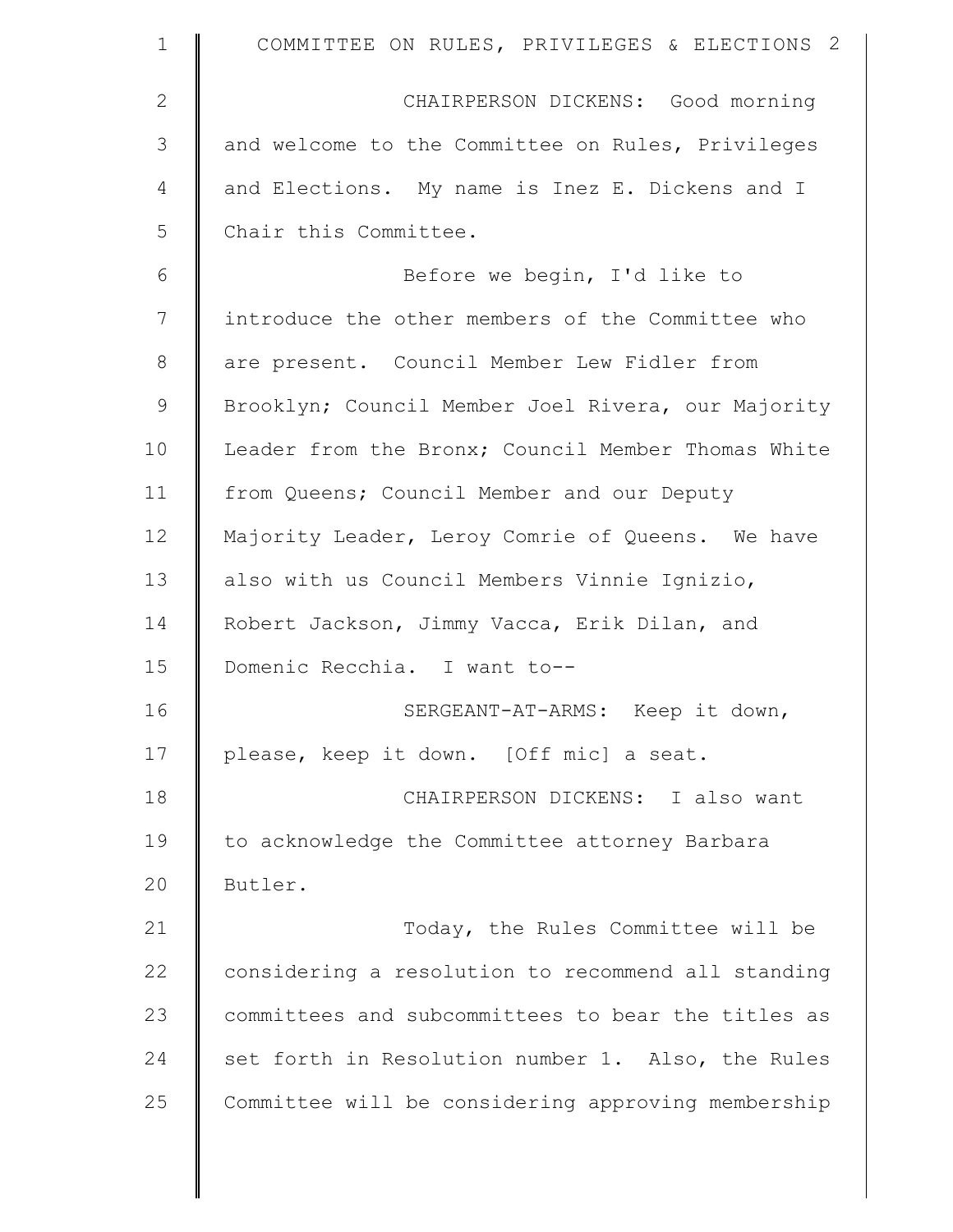CHAIRPERSON DICKENS: Good morning and welcome to the Committee on Rules, Privileges and Elections. My name is Inez E. Dickens and I Chair this Committee.

Before we begin, I'd like to introduce the other members of the Committee who are present. Council Member Lew Fidler from Brooklyn; Council Member Joel Rivera, our Majority Leader from the Bronx; Council Member Thomas White from Queens; Council Member and our Deputy Majority Leader, Leroy Comrie of Queens. We have also with us Council Members Vinnie Ignizio, Robert Jackson, Jimmy Vacca, Erik Dilan, and Domenic Recchia. I want to--

SERGEANT-AT-ARMS: Keep it down, please, keep it down. [Off mic] a seat.

CHAIRPERSON DICKENS: I also want to acknowledge the Committee attorney Barbara Butler.

Today, the Rules Committee will be considering a resolution to recommend all standing committees and subcommittees to bear the titles as set forth in Resolution number 1. Also, the Rules Committee will be considering approving membership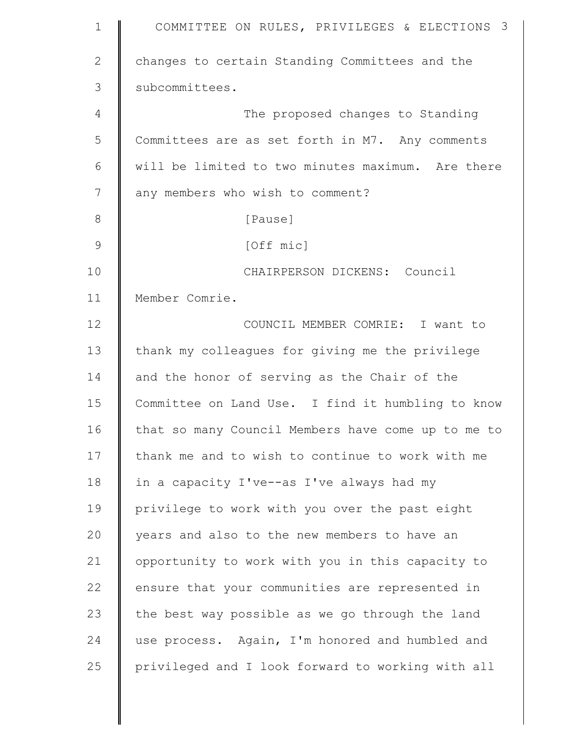changes to certain Standing Committees and the subcommittees.

The proposed changes to Standing Committees are as set forth in M7. Any comments will be limited to two minutes maximum. Are there any members who wish to comment?

[Pause]

[Off mic]

CHAIRPERSON DICKENS: Council Member Comrie.

COUNCIL MEMBER COMRIE: I want to thank my colleagues for giving me the privilege and the honor of serving as the Chair of the Committee on Land Use. I find it humbling to know that so many Council Members have come up to me to thank me and to wish to continue to work with me in a capacity I've--as I've always had my privilege to work with you over the past eight years and also to the new members to have an opportunity to work with you in this capacity to ensure that your communities are represented in the best way possible as we go through the land use process. Again, I'm honored and humbled and privileged and I look forward to working with all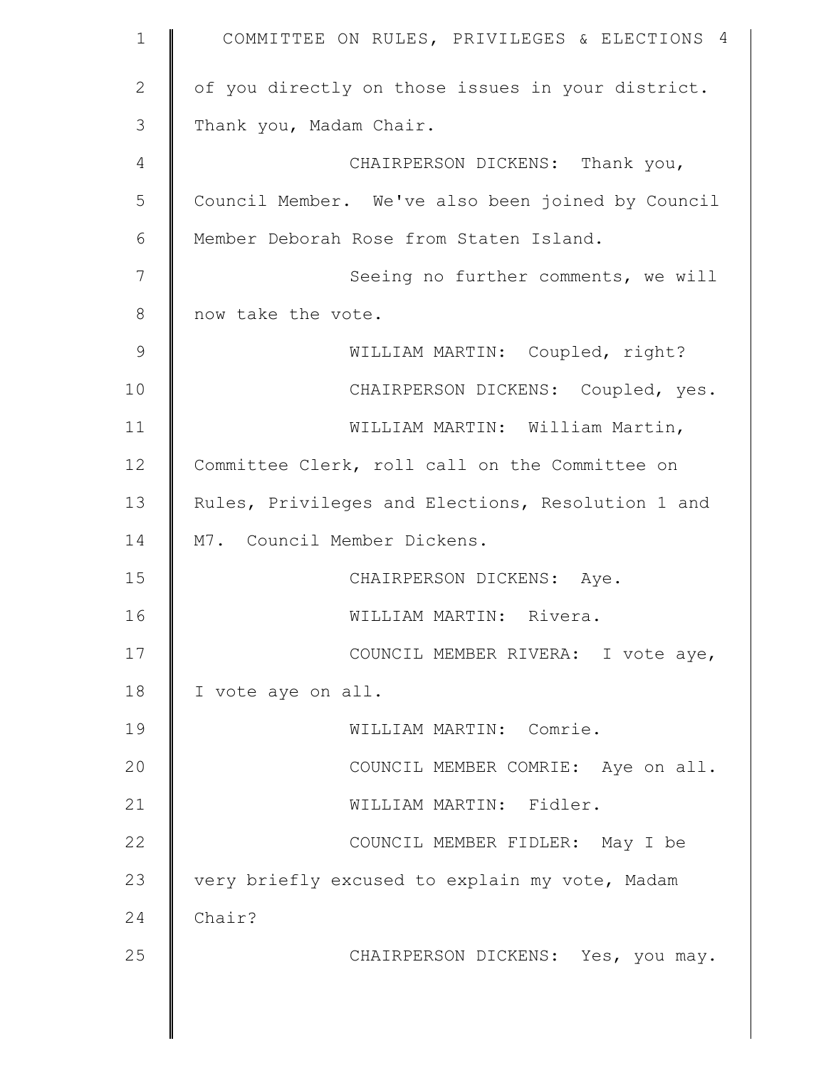of you directly on those issues in your district. Thank you, Madam Chair.

CHAIRPERSON DICKENS: Thank you, Council Member. We've also been joined by Council Member Deborah Rose from Staten Island.

Seeing no further comments, we will now take the vote.

WILLIAM MARTIN: Coupled, right?

CHAIRPERSON DICKENS: Coupled, yes.

WILLIAM MARTIN: William Martin, Committee Clerk, roll call on the Committee on Rules, Privileges and Elections, Resolution 1 and M7. Council Member Dickens.

CHAIRPERSON DICKENS: Aye.

WILLIAM MARTIN: Rivera.

COUNCIL MEMBER RIVERA: I vote aye, I vote aye on all.

WILLIAM MARTIN: Comrie.

COUNCIL MEMBER COMRIE: Aye on all.

WILLIAM MARTIN: Fidler.

COUNCIL MEMBER FIDLER: May I be very briefly excused to explain my vote, Madam Chair?

CHAIRPERSON DICKENS: Yes, you may.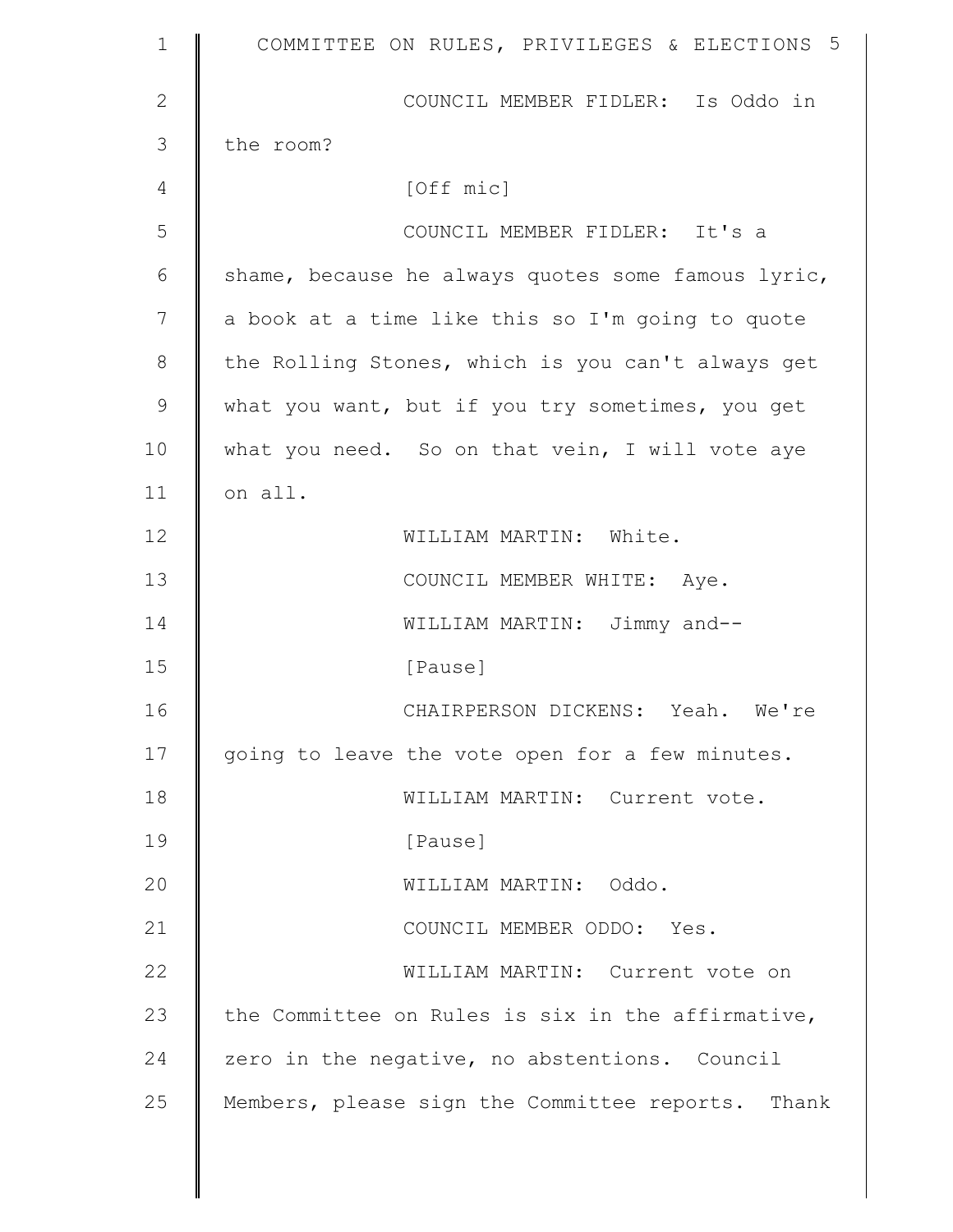COUNCIL MEMBER FIDLER: Is Oddo in the room?

[Off mic]

COUNCIL MEMBER FIDLER: It's a shame, because he always quotes some famous lyric, a book at a time like this so I'm going to quote the Rolling Stones, which is you can't always get what you want, but if you try sometimes, you get what you need. So on that vein, I will vote aye on all.

WILLIAM MARTIN: White.

COUNCIL MEMBER WHITE: Aye.

WILLIAM MARTIN: Jimmy and--

[Pause]

CHAIRPERSON DICKENS: Yeah. We're going to leave the vote open for a few minutes.

WILLIAM MARTIN: Current vote.

[Pause]

WILLIAM MARTIN: Oddo.

COUNCIL MEMBER ODDO: Yes.

WILLIAM MARTIN: Current vote on the Committee on Rules is six in the affirmative, zero in the negative, no abstentions. Council Members, please sign the Committee reports. Thank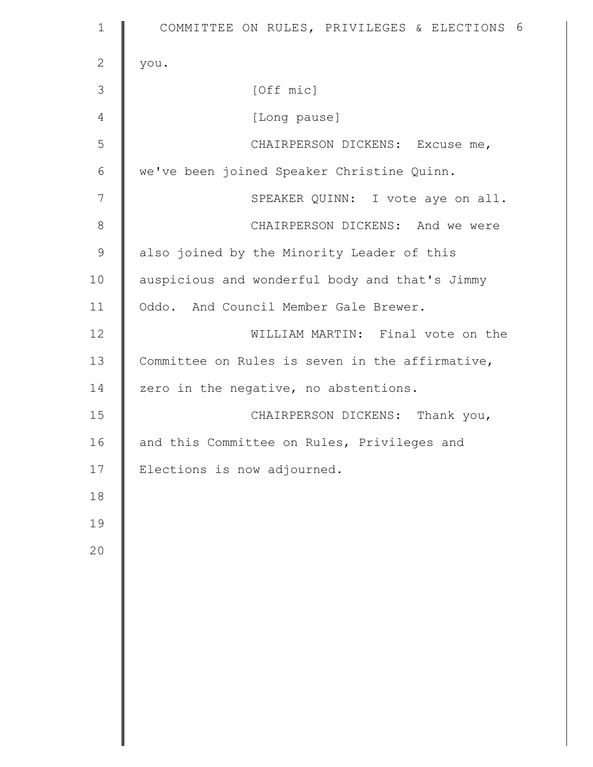you.

[Off mic]

[Long pause]

CHAIRPERSON DICKENS: Excuse me, we've been joined Speaker Christine Quinn.

SPEAKER QUINN: I vote aye on all.

CHAIRPERSON DICKENS: And we were also joined by the Minority Leader of this auspicious and wonderful body and that's Jimmy Oddo. And Council Member Gale Brewer.

WILLIAM MARTIN: Final vote on the Committee on Rules is seven in the affirmative, zero in the negative, no abstentions.

CHAIRPERSON DICKENS: Thank you, and this Committee on Rules, Privileges and Elections is now adjourned.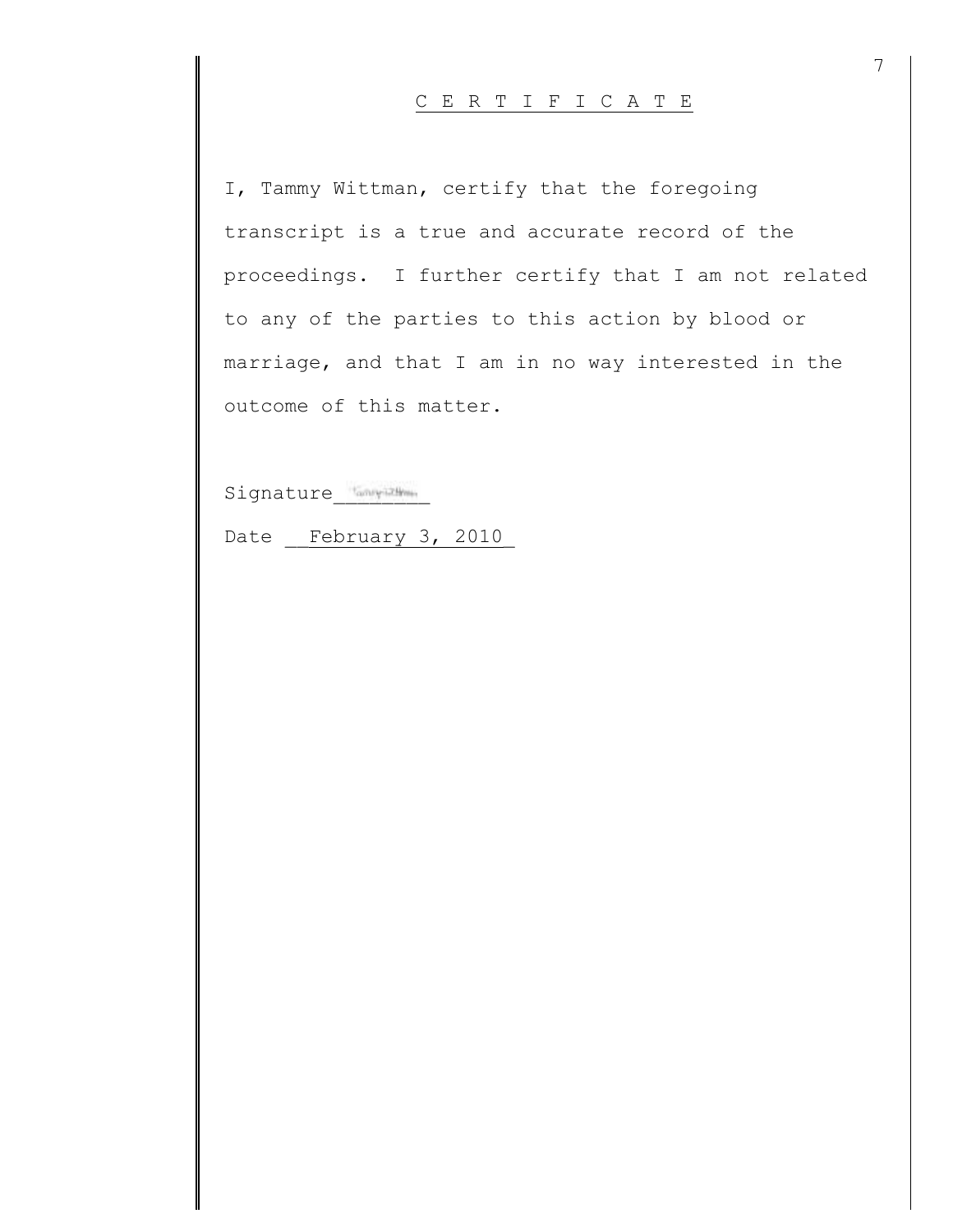# C E R T I F I C A T E

I, Tammy Wittman, certify that the foregoing transcript is a true and accurate record of the proceedings. I further certify that I am not related to any of the parties to this action by blood or marriage, and that I am in no way interested in the outcome of this matter.

Signature Tammy Wittman

Date February 3, 2010